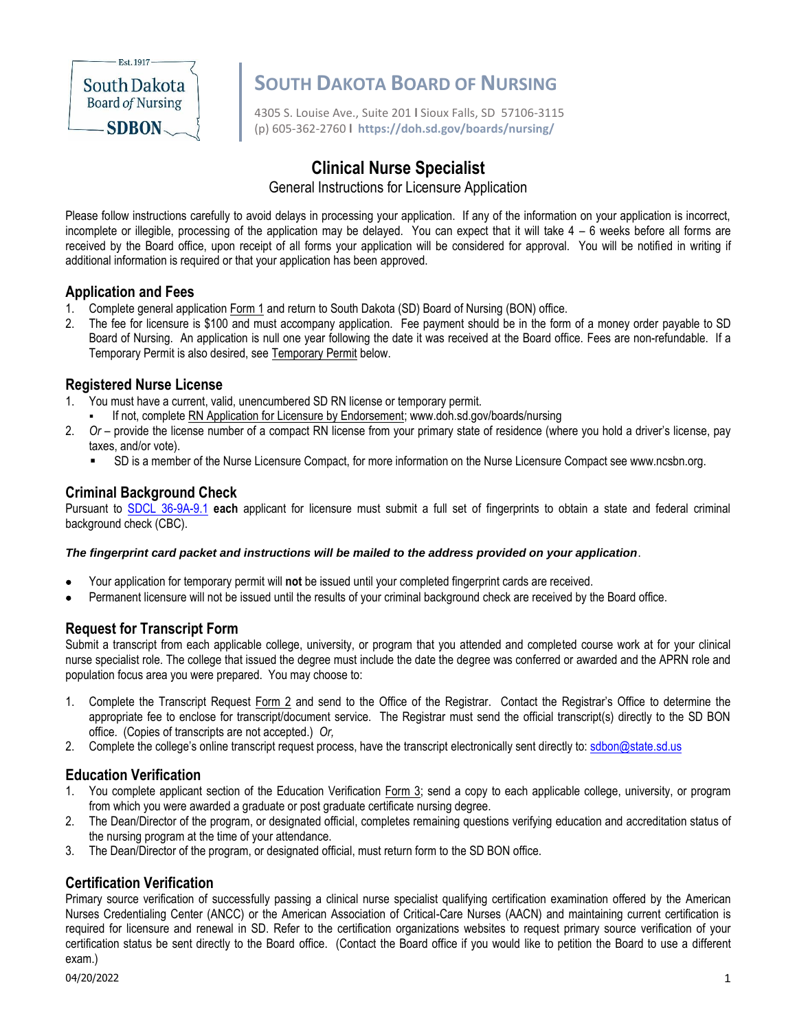# SOUTH DAKOTA BOARD OF NURSING

4305 S. Louise Ave., Suite 201 | Sioux Falls, SD 57106-3115
(p) 605-362-2760 | **https://doh.sd.gov/boards/nursing/**

## Clinical Nurse Specialist

General Instructions for Licensure Application

Please follow instructions carefully to avoid delays in processing your application. If any of the information on your application is incorrect, incomplete or illegible, processing of the application may be delayed. You can expect that it will take 4 – 6 weeks before all forms are received by the Board office, upon receipt of all forms your application will be considered for approval. You will be notified in writing if additional information is required or that your application has been approved.

### Application and Fees

1. Complete general application Form 1 and return to South Dakota (SD) Board of Nursing (BON) office.
2. The fee for licensure is $100 and must accompany application. Fee payment should be in the form of a money order payable to SD Board of Nursing. An application is null one year following the date it was received at the Board office. Fees are non-refundable. If a Temporary Permit is also desired, see Temporary Permit below.

### Registered Nurse License

1. You must have a current, valid, unencumbered SD RN license or temporary permit.
   - If not, complete RN Application for Licensure by Endorsement; www.doh.sd.gov/boards/nursing
2. *Or* – provide the license number of a compact RN license from your primary state of residence (where you hold a driver's license, pay taxes, and/or vote).
   - SD is a member of the Nurse Licensure Compact, for more information on the Nurse Licensure Compact see www.ncsbn.org.

### Criminal Background Check

Pursuant to SDCL 36-9A-9.1 **each** applicant for licensure must submit a full set of fingerprints to obtain a state and federal criminal background check (CBC).

***The fingerprint card packet and instructions will be mailed to the address provided on your application***.

- Your application for temporary permit will **not** be issued until your completed fingerprint cards are received.
- Permanent licensure will not be issued until the results of your criminal background check are received by the Board office.

### Request for Transcript Form

Submit a transcript from each applicable college, university, or program that you attended and completed course work at for your clinical nurse specialist role. The college that issued the degree must include the date the degree was conferred or awarded and the APRN role and population focus area you were prepared. You may choose to:

1. Complete the Transcript Request Form 2 and send to the Office of the Registrar. Contact the Registrar's Office to determine the appropriate fee to enclose for transcript/document service. The Registrar must send the official transcript(s) directly to the SD BON office. (Copies of transcripts are not accepted.) *Or,*
2. Complete the college's online transcript request process, have the transcript electronically sent directly to: sdbon@state.sd.us

### Education Verification

1. You complete applicant section of the Education Verification Form 3; send a copy to each applicable college, university, or program from which you were awarded a graduate or post graduate certificate nursing degree.
2. The Dean/Director of the program, or designated official, completes remaining questions verifying education and accreditation status of the nursing program at the time of your attendance.
3. The Dean/Director of the program, or designated official, must return form to the SD BON office.

### Certification Verification

Primary source verification of successfully passing a clinical nurse specialist qualifying certification examination offered by the American Nurses Credentialing Center (ANCC) or the American Association of Critical-Care Nurses (AACN) and maintaining current certification is required for licensure and renewal in SD. Refer to the certification organizations websites to request primary source verification of your certification status be sent directly to the Board office. (Contact the Board office if you would like to petition the Board to use a different exam.)

04/20/2022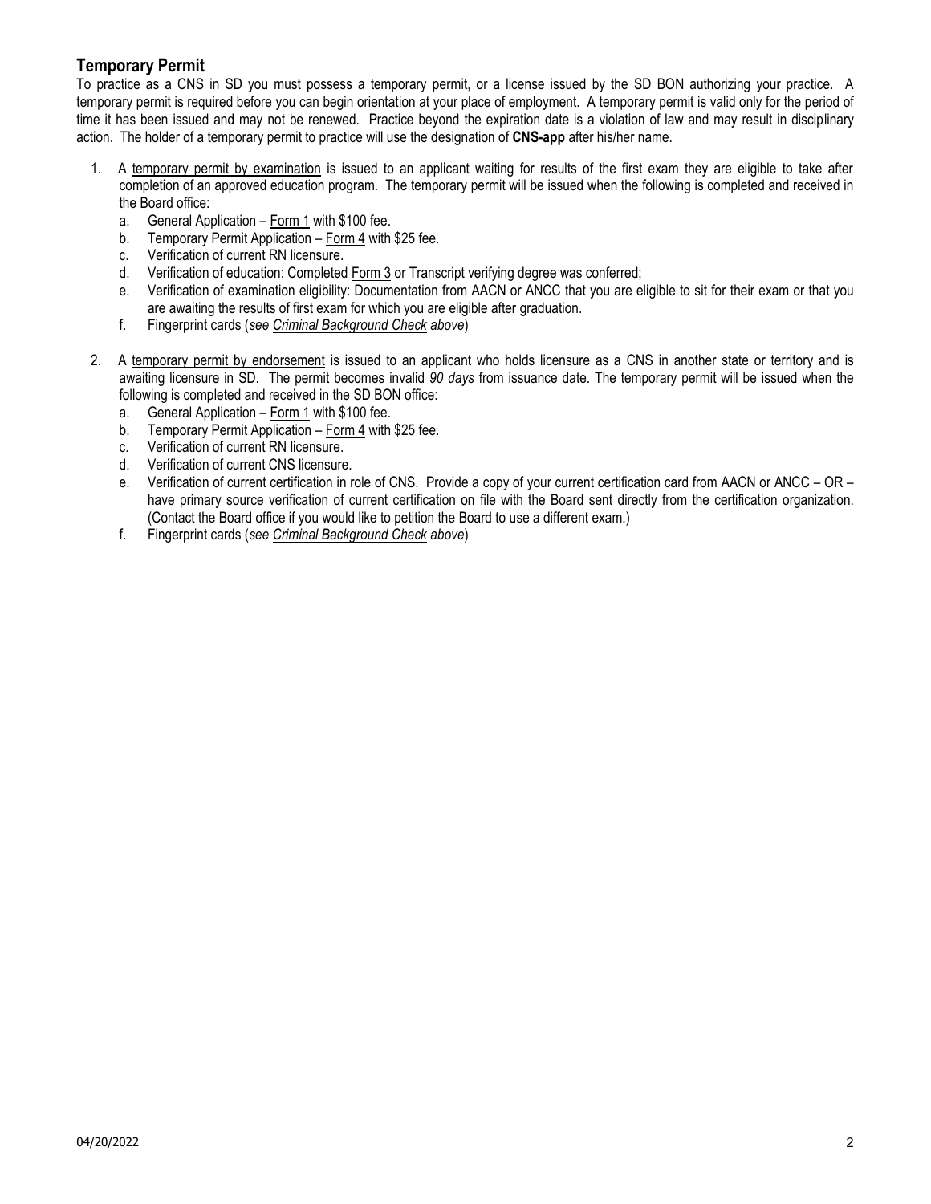## Temporary Permit

To practice as a CNS in SD you must possess a temporary permit, or a license issued by the SD BON authorizing your practice. A temporary permit is required before you can begin orientation at your place of employment. A temporary permit is valid only for the period of time it has been issued and may not be renewed. Practice beyond the expiration date is a violation of law and may result in disciplinary action. The holder of a temporary permit to practice will use the designation of **CNS-app** after his/her name.

1. A <u>temporary permit by examination</u> is issued to an applicant waiting for results of the first exam they are eligible to take after completion of an approved education program. The temporary permit will be issued when the following is completed and received in the Board office:
   a. General Application – <u>Form 1</u> with $100 fee.
   b. Temporary Permit Application – <u>Form 4</u> with $25 fee.
   c. Verification of current RN licensure.
   d. Verification of education: Completed <u>Form 3</u> or Transcript verifying degree was conferred;
   e. Verification of examination eligibility: Documentation from AACN or ANCC that you are eligible to sit for their exam or that you are awaiting the results of first exam for which you are eligible after graduation.
   f. Fingerprint cards (*see <u>Criminal Background Check</u> above*)

2. A <u>temporary permit by endorsement</u> is issued to an applicant who holds licensure as a CNS in another state or territory and is awaiting licensure in SD. The permit becomes invalid *90 days* from issuance date. The temporary permit will be issued when the following is completed and received in the SD BON office:
   a. General Application – <u>Form 1</u> with $100 fee.
   b. Temporary Permit Application – <u>Form 4</u> with $25 fee.
   c. Verification of current RN licensure.
   d. Verification of current CNS licensure.
   e. Verification of current certification in role of CNS. Provide a copy of your current certification card from AACN or ANCC – OR – have primary source verification of current certification on file with the Board sent directly from the certification organization. (Contact the Board office if you would like to petition the Board to use a different exam.)
   f. Fingerprint cards (*see <u>Criminal Background Check</u> above*)

04/20/2022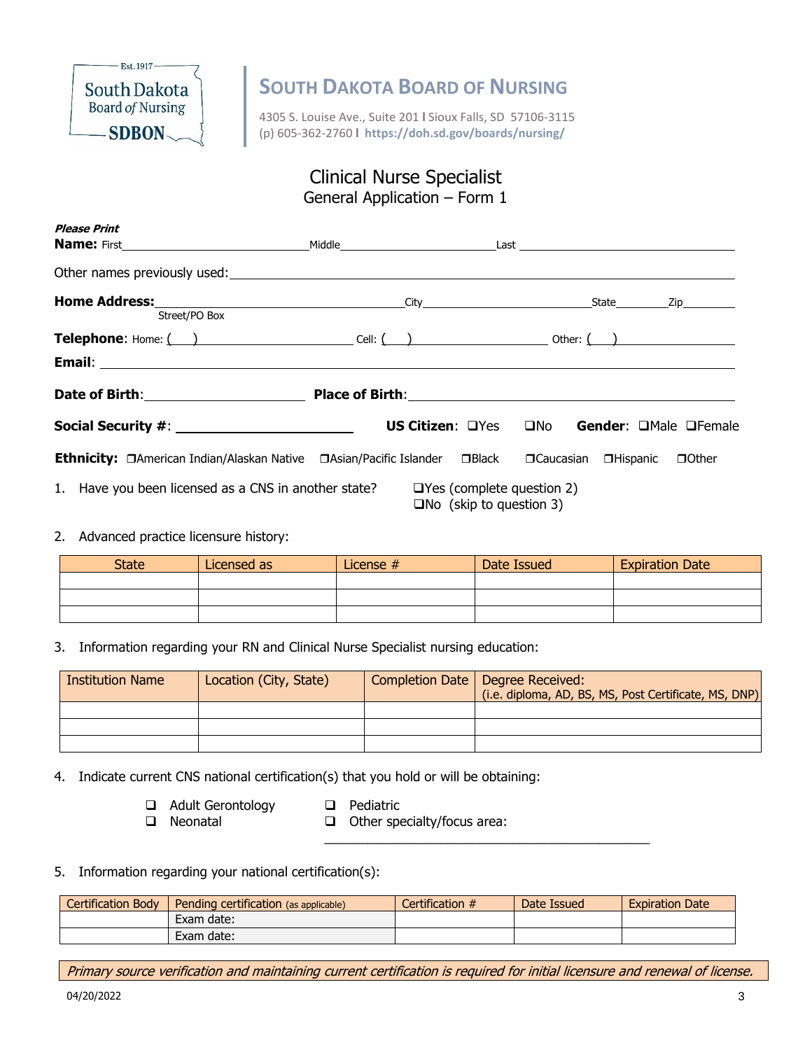# SOUTH DAKOTA BOARD OF NURSING

4305 S. Louise Ave., Suite 201 | Sioux Falls, SD 57106-3115
(p) 605-362-2760 | https://doh.sd.gov/boards/nursing/

## Clinical Nurse Specialist
### General Application – Form 1

***Please Print***

**Name:** First\_\_\_\_\_\_\_\_\_\_\_\_\_\_\_\_\_\_\_\_ Middle\_\_\_\_\_\_\_\_\_\_\_\_\_\_\_\_\_\_\_\_ Last \_\_\_\_\_\_\_\_\_\_\_\_\_\_\_\_\_\_\_\_

Other names previously used: \_\_\_\_\_\_\_\_\_\_\_\_\_\_\_\_\_\_\_\_\_\_\_\_\_\_\_\_\_\_\_\_\_\_\_\_\_\_\_\_

**Home Address:**\_\_\_\_\_\_\_\_\_\_\_\_\_\_\_\_\_\_\_\_ City\_\_\_\_\_\_\_\_\_\_\_\_\_\_\_\_\_\_\_\_ State\_\_\_\_\_\_\_\_ Zip\_\_\_\_\_\_\_\_
Street/PO Box

**Telephone**: Home: ( ) \_\_\_\_\_\_\_\_\_\_\_\_\_\_\_\_\_\_ Cell: ( ) \_\_\_\_\_\_\_\_\_\_\_\_\_\_\_\_\_\_ Other: ( ) \_\_\_\_\_\_\_\_\_\_\_\_\_\_\_\_\_\_

**Email**: \_\_\_\_\_\_\_\_\_\_\_\_\_\_\_\_\_\_\_\_\_\_\_\_\_\_\_\_\_\_\_\_\_\_\_\_\_\_\_\_

**Date of Birth**:\_\_\_\_\_\_\_\_\_\_\_\_\_\_\_\_\_\_\_\_ **Place of Birth**:\_\_\_\_\_\_\_\_\_\_\_\_\_\_\_\_\_\_\_\_\_\_\_\_\_\_\_\_\_\_\_\_\_\_\_\_\_\_\_\_

**Social Security #**: \_\_\_\_\_\_\_\_\_\_\_\_\_\_\_\_\_\_\_\_ **US Citizen**: ❑Yes ❑No **Gender**: ❑Male ❑Female

**Ethnicity:** ❑American Indian/Alaskan Native ❑Asian/Pacific Islander ❑Black ❑Caucasian ❑Hispanic ❑Other

1. Have you been licensed as a CNS in another state? ❑Yes (complete question 2) ❑No (skip to question 3)

2. Advanced practice licensure history:

| State | Licensed as | License # | Date Issued | Expiration Date |
|---|---|---|---|---|
| | | | | |
| | | | | |
| | | | | |

3. Information regarding your RN and Clinical Nurse Specialist nursing education:

| Institution Name | Location (City, State) | Completion Date | Degree Received: (i.e. diploma, AD, BS, MS, Post Certificate, MS, DNP) |
|---|---|---|---|
| | | | |
| | | | |
| | | | |

4. Indicate current CNS national certification(s) that you hold or will be obtaining:

   - ❑ Adult Gerontology
   - ❑ Neonatal
   - ❑ Pediatric
   - ❑ Other specialty/focus area: \_\_\_\_\_\_\_\_\_\_\_\_\_\_\_\_\_\_\_\_\_\_\_\_\_\_\_\_\_\_\_\_\_\_\_\_\_\_\_\_

5. Information regarding your national certification(s):

| Certification Body | Pending certification (as applicable) | Certification # | Date Issued | Expiration Date |
|---|---|---|---|---|
| | Exam date: | | | |
| | Exam date: | | | |

*Primary source verification and maintaining current certification is required for initial licensure and renewal of license.*

04/20/2022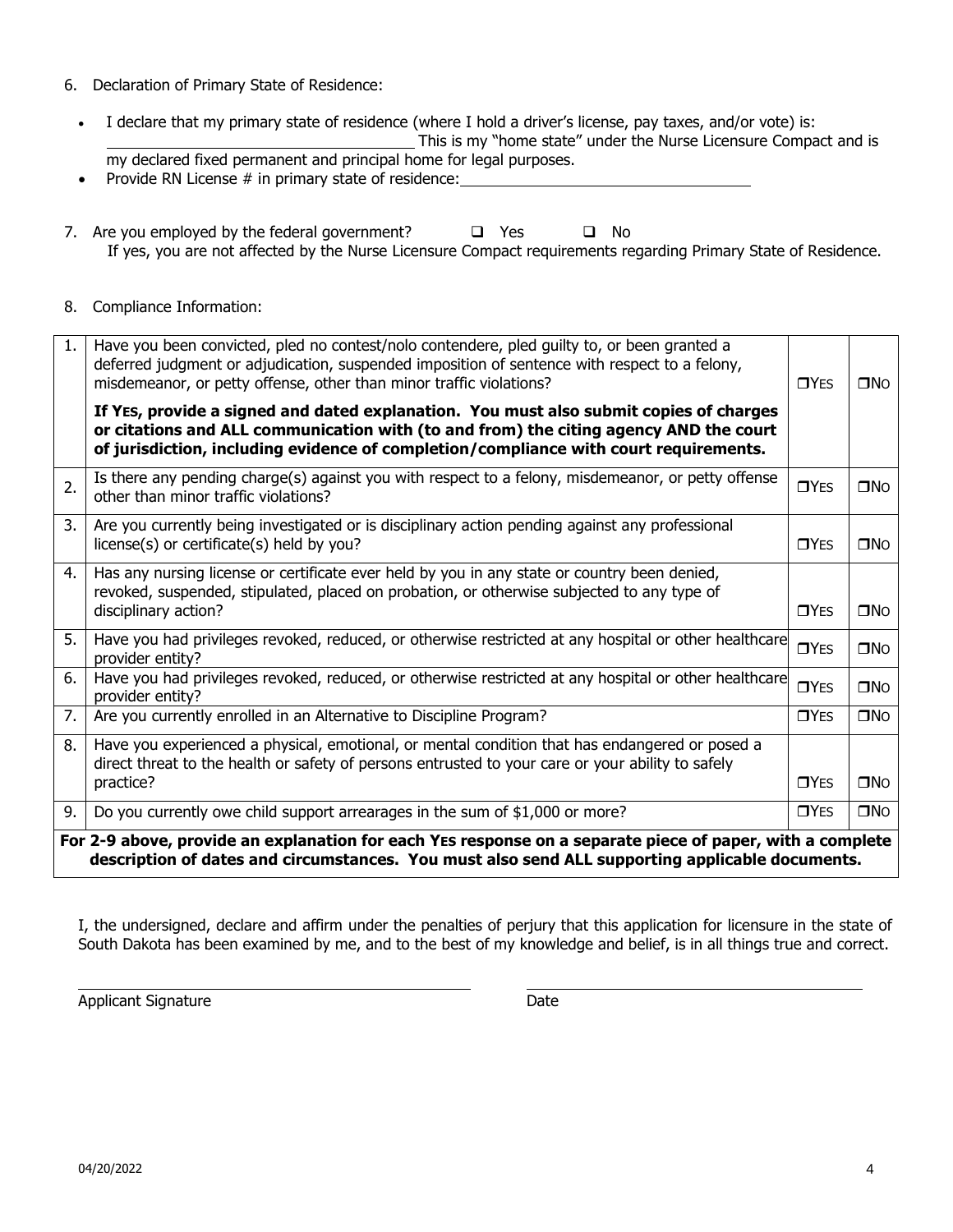6. Declaration of Primary State of Residence:

   - I declare that my primary state of residence (where I hold a driver's license, pay taxes, and/or vote) is: \_\_\_\_\_\_\_\_\_\_\_\_\_\_\_\_\_\_\_\_\_\_\_\_\_\_\_\_\_\_\_\_\_\_ This is my "home state" under the Nurse Licensure Compact and is my declared fixed permanent and principal home for legal purposes.
   - Provide RN License # in primary state of residence: \_\_\_\_\_\_\_\_\_\_\_\_\_\_\_\_\_\_\_\_\_\_\_\_\_\_\_\_\_\_\_\_\_\_

7. Are you employed by the federal government? ☐ Yes ☐ No
   If yes, you are not affected by the Nurse Licensure Compact requirements regarding Primary State of Residence.

8. Compliance Information:

| | | | |
|---|---|---|---|
| 1. | Have you been convicted, pled no contest/nolo contendere, pled guilty to, or been granted a deferred judgment or adjudication, suspended imposition of sentence with respect to a felony, misdemeanor, or petty offense, other than minor traffic violations?<br>**If YES, provide a signed and dated explanation. You must also submit copies of charges or citations and ALL communication with (to and from) the citing agency AND the court of jurisdiction, including evidence of completion/compliance with court requirements.** | ☐YES | ☐NO |
| 2. | Is there any pending charge(s) against you with respect to a felony, misdemeanor, or petty offense other than minor traffic violations? | ☐YES | ☐NO |
| 3. | Are you currently being investigated or is disciplinary action pending against any professional license(s) or certificate(s) held by you? | ☐YES | ☐NO |
| 4. | Has any nursing license or certificate ever held by you in any state or country been denied, revoked, suspended, stipulated, placed on probation, or otherwise subjected to any type of disciplinary action? | ☐YES | ☐NO |
| 5. | Have you had privileges revoked, reduced, or otherwise restricted at any hospital or other healthcare provider entity? | ☐YES | ☐NO |
| 6. | Have you had privileges revoked, reduced, or otherwise restricted at any hospital or other healthcare provider entity? | ☐YES | ☐NO |
| 7. | Are you currently enrolled in an Alternative to Discipline Program? | ☐YES | ☐NO |
| 8. | Have you experienced a physical, emotional, or mental condition that has endangered or posed a direct threat to the health or safety of persons entrusted to your care or your ability to safely practice? | ☐YES | ☐NO |
| 9. | Do you currently owe child support arrearages in the sum of $1,000 or more? | ☐YES | ☐NO |

**For 2-9 above, provide an explanation for each YES response on a separate piece of paper, with a complete description of dates and circumstances. You must also send ALL supporting applicable documents.**

I, the undersigned, declare and affirm under the penalties of perjury that this application for licensure in the state of South Dakota has been examined by me, and to the best of my knowledge and belief, is in all things true and correct.

\_\_\_\_\_\_\_\_\_\_\_\_\_\_\_\_\_\_\_\_\_\_\_\_\_\_\_\_\_\_\_\_\_\_ \_\_\_\_\_\_\_\_\_\_\_\_\_\_\_\_\_\_\_\_\_\_\_\_\_\_\_\_\_\_\_\_\_\_

Applicant Signature Date

04/20/2022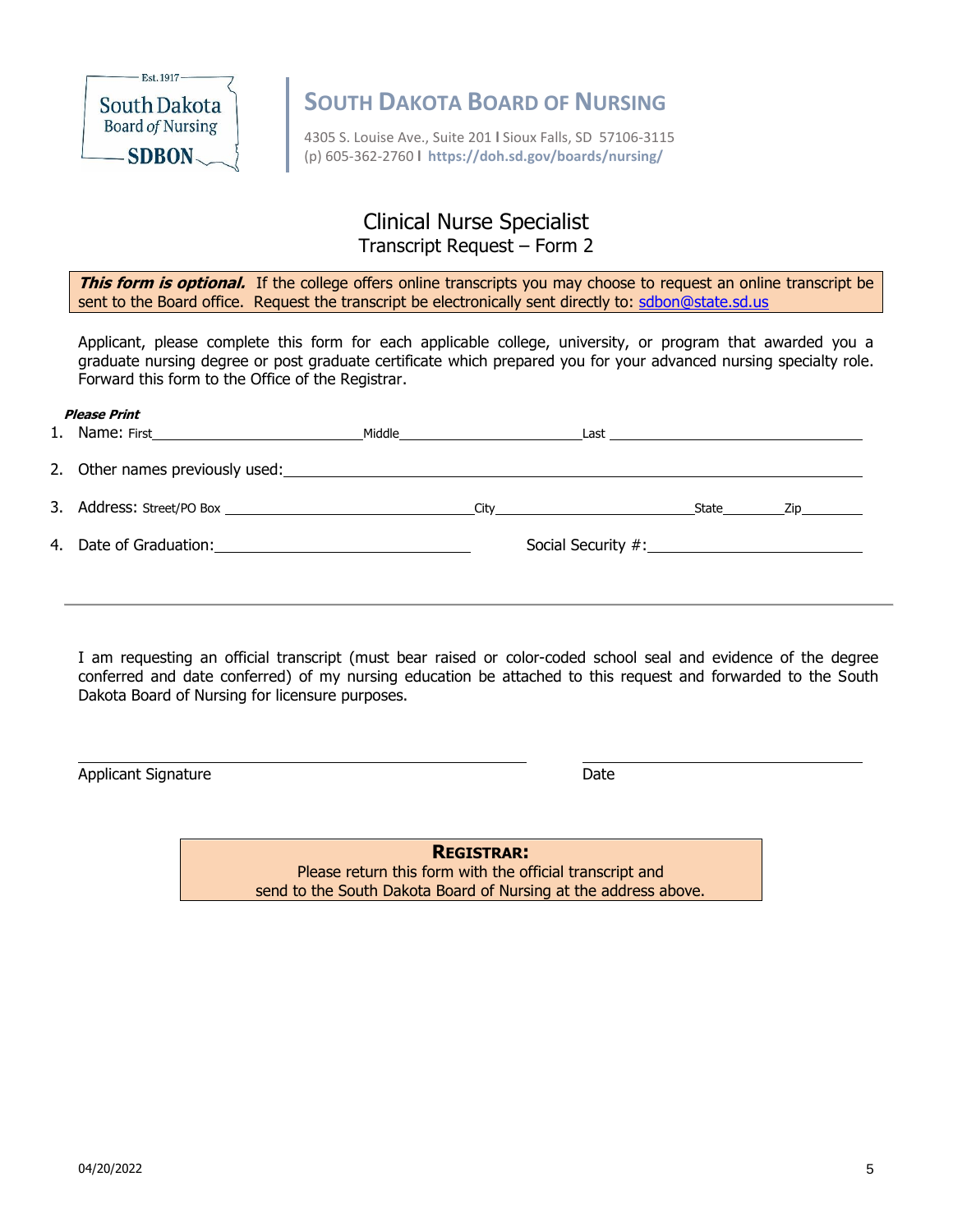# SOUTH DAKOTA BOARD OF NURSING

4305 S. Louise Ave., Suite 201 | Sioux Falls, SD 57106-3115
(p) 605-362-2760 | **https://doh.sd.gov/boards/nursing/**

## Clinical Nurse Specialist

### Transcript Request – Form 2

***This form is optional.*** If the college offers online transcripts you may choose to request an online transcript be sent to the Board office. Request the transcript be electronically sent directly to: sdbon@state.sd.us

Applicant, please complete this form for each applicable college, university, or program that awarded you a graduate nursing degree or post graduate certificate which prepared you for your advanced nursing specialty role. Forward this form to the Office of the Registrar.

***Please Print***

1. Name: First\_\_\_\_\_\_\_\_\_\_\_\_\_\_\_\_\_\_\_\_ Middle\_\_\_\_\_\_\_\_\_\_\_\_\_\_\_\_\_\_\_\_ Last \_\_\_\_\_\_\_\_\_\_\_\_\_\_\_\_\_\_\_\_
2. Other names previously used:\_\_\_\_\_\_\_\_\_\_\_\_\_\_\_\_\_\_\_\_\_\_\_\_\_\_\_\_\_\_\_\_\_\_\_\_\_\_\_\_
3. Address: Street/PO Box \_\_\_\_\_\_\_\_\_\_\_\_\_\_\_\_\_\_\_\_ City\_\_\_\_\_\_\_\_\_\_\_\_\_\_\_\_\_\_\_\_ State\_\_\_\_\_\_ Zip\_\_\_\_\_\_
4. Date of Graduation:\_\_\_\_\_\_\_\_\_\_\_\_\_\_\_\_\_\_\_\_ Social Security #:\_\_\_\_\_\_\_\_\_\_\_\_\_\_\_\_\_\_\_\_

---

I am requesting an official transcript (must bear raised or color-coded school seal and evidence of the degree conferred and date conferred) of my nursing education be attached to this request and forwarded to the South Dakota Board of Nursing for licensure purposes.

\_\_\_\_\_\_\_\_\_\_\_\_\_\_\_\_\_\_\_\_\_\_\_\_\_\_\_\_\_\_\_\_\_\_\_\_\_\_\_\_ \_\_\_\_\_\_\_\_\_\_\_\_\_\_\_\_\_\_\_\_\_\_\_\_\_\_\_\_\_\_

Applicant Signature Date

**REGISTRAR:**
Please return this form with the official transcript and
send to the South Dakota Board of Nursing at the address above.

04/20/2022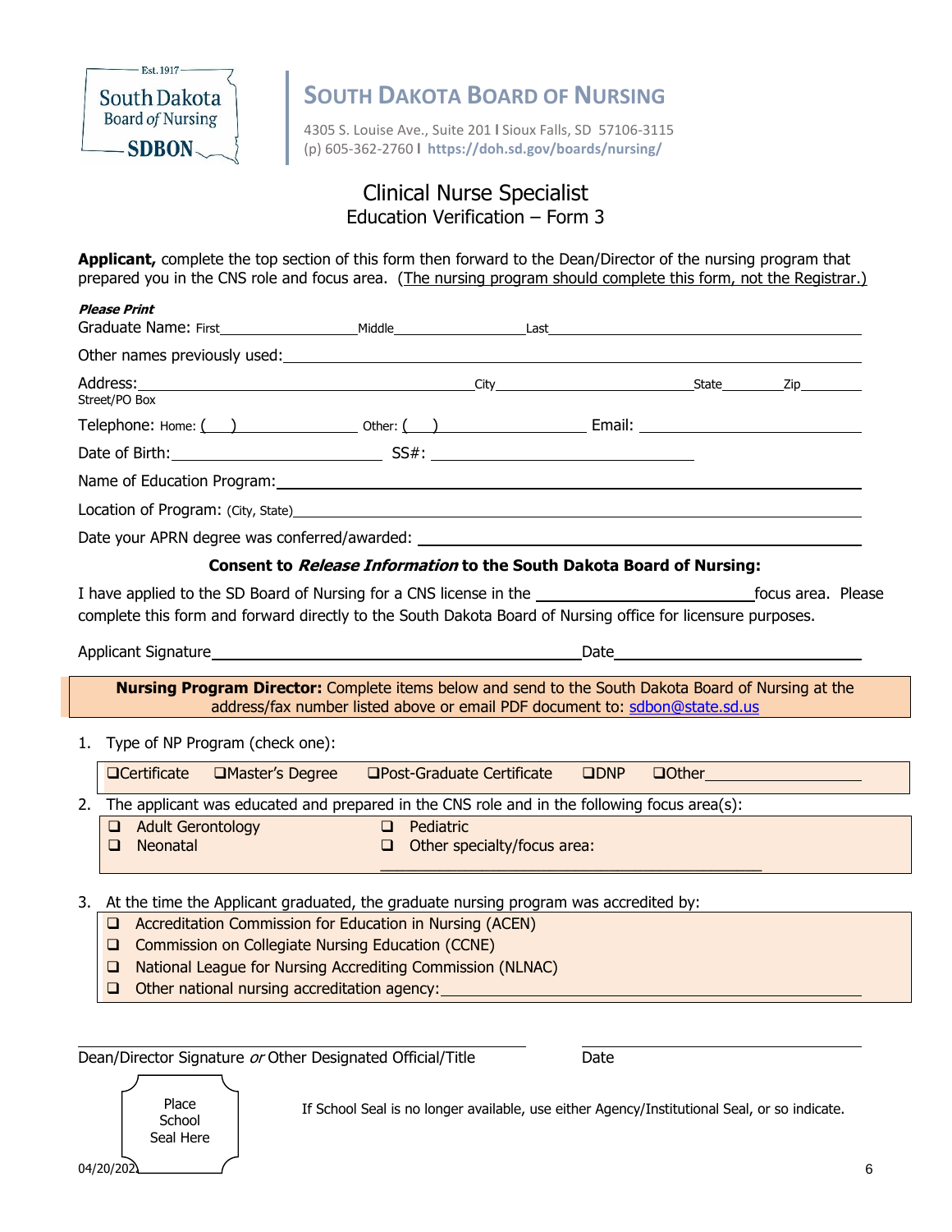South Dakota Board of Nursing
Est. 1917
SDBON

# SOUTH DAKOTA BOARD OF NURSING

4305 S. Louise Ave., Suite 201 | Sioux Falls, SD 57106-3115
(p) 605-362-2760 | **https://doh.sd.gov/boards/nursing/**

## Clinical Nurse Specialist
### Education Verification – Form 3

**Applicant,** complete the top section of this form then forward to the Dean/Director of the nursing program that prepared you in the CNS role and focus area. (The nursing program should complete this form, not the Registrar.)

***Please Print***

Graduate Name: First_________________ Middle_________________ Last_________________________________

Other names previously used:___________________________________________________________________

Address: _______________________________________ City__________________________ State_________ Zip_________
Street/PO Box

Telephone: Home: (   ) ________________ Other: (   ) ___________________ Email: ___________________________

Date of Birth:__________________________ SS#: __________________________________

Name of Education Program:_____________________________________________________________________

Location of Program: (City, State)_________________________________________________________________

Date your APRN degree was conferred/awarded: ___________________________________________________

**Consent to *Release Information* to the South Dakota Board of Nursing:**

I have applied to the SD Board of Nursing for a CNS license in the __________________________ focus area. Please complete this form and forward directly to the South Dakota Board of Nursing office for licensure purposes.

Applicant Signature_______________________________________________ Date_____________________________

**Nursing Program Director:** Complete items below and send to the South Dakota Board of Nursing at the address/fax number listed above or email PDF document to: sdbon@state.sd.us

1. Type of NP Program (check one):

   ❑ Certificate  ❑ Master's Degree  ❑ Post-Graduate Certificate  ❑ DNP  ❑ Other__________________

2. The applicant was educated and prepared in the CNS role and in the following focus area(s):

   ❑ Adult Gerontology  ❑ Pediatric
   ❑ Neonatal  ❑ Other specialty/focus area: ________________________________________________

3. At the time the Applicant graduated, the graduate nursing program was accredited by:

   ❑ Accreditation Commission for Education in Nursing (ACEN)
   ❑ Commission on Collegiate Nursing Education (CCNE)
   ❑ National League for Nursing Accrediting Commission (NLNAC)
   ❑ Other national nursing accreditation agency:_____________________________________________

_____________________________________________ _____________________________
Dean/Director Signature *or* Other Designated Official/Title   Date

Place School Seal Here

If School Seal is no longer available, use either Agency/Institutional Seal, or so indicate.

04/20/2021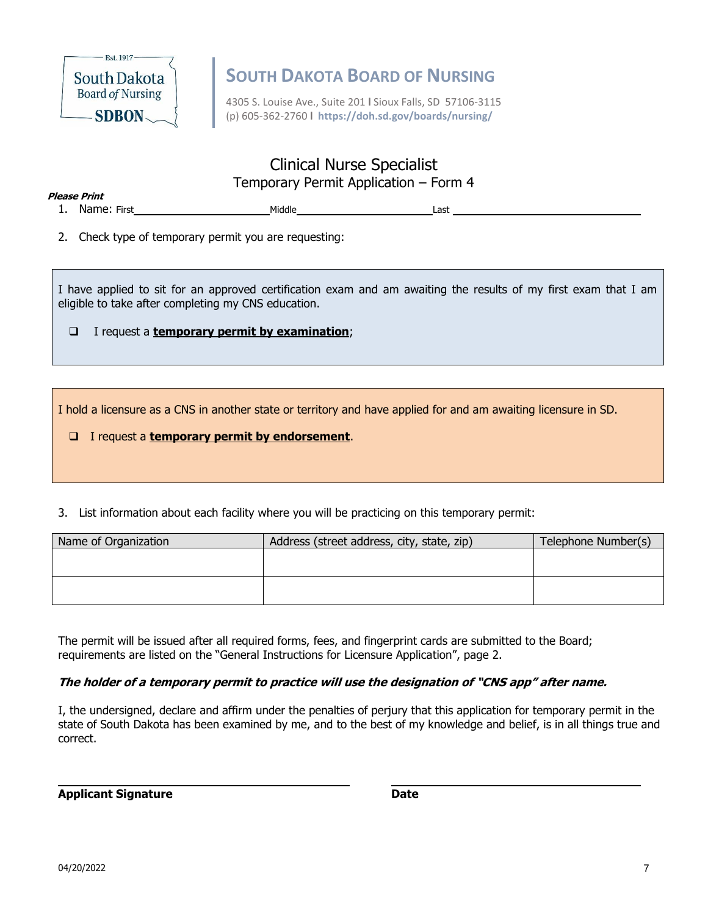# SOUTH DAKOTA BOARD OF NURSING

4305 S. Louise Ave., Suite 201 | Sioux Falls, SD 57106-3115
(p) 605-362-2760 | **https://doh.sd.gov/boards/nursing/**

## Clinical Nurse Specialist

### Temporary Permit Application – Form 4

***Please Print***

1. Name: First______________________ Middle______________________ Last ______________________________

2. Check type of temporary permit you are requesting:

I have applied to sit for an approved certification exam and am awaiting the results of my first exam that I am eligible to take after completing my CNS education.

- ☐ I request a **temporary permit by examination**;

I hold a licensure as a CNS in another state or territory and have applied for and am awaiting licensure in SD.

- ☐ I request a **temporary permit by endorsement**.

3. List information about each facility where you will be practicing on this temporary permit:

| Name of Organization | Address (street address, city, state, zip) | Telephone Number(s) |
|---|---|---|
| | | |
| | | |

The permit will be issued after all required forms, fees, and fingerprint cards are submitted to the Board; requirements are listed on the "General Instructions for Licensure Application", page 2.

***The holder of a temporary permit to practice will use the designation of "CNS app" after name.***

I, the undersigned, declare and affirm under the penalties of perjury that this application for temporary permit in the state of South Dakota has been examined by me, and to the best of my knowledge and belief, is in all things true and correct.

______________________________________ ______________________________________
**Applicant Signature** **Date**

04/20/2022